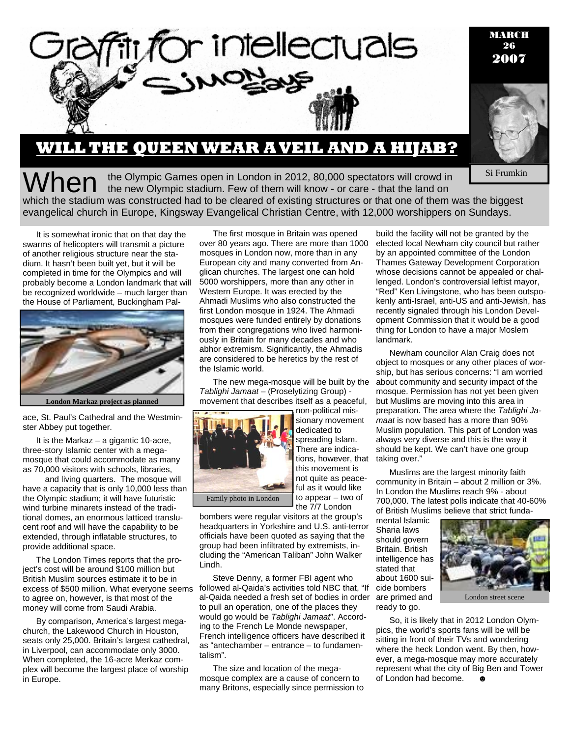# Graffiti for intellectuals

## Simon Says

MARCH 26 2007

Si Frumkin

## WILL THE QUEEN WEAR A VEIL AND A HIJAB?

**When** the Olympic Games open in London in 2012, 80,000 spectators will crowd in the new Olympic stadium. Few of them will know - or care - that the land on which the stadium was constructed had to be cleared of existing structures or that one of them was the biggest evangelical church in Europe, Kingsway Evangelical Christian Centre, with 12,000 worshippers on Sundays.

It is somewhat ironic that on that day the swarms of helicopters will transmit a picture of another religious structure near the stadium. It hasn't been built yet, but it will be completed in time for the Olympics and will probably become a London landmark that will be recognized worldwide – much larger than the House of Parliament, Buckingham Palace, St. Paul's Cathedral and the Westminster Abbey put together.

London Markaz project as planned

It is the Markaz – a gigantic 10-acre, three-story Islamic center with a mega-mosque that could accommodate as many as 70,000 visitors with schools, libraries, and living quarters. The mosque will have a capacity that is only 10,000 less than the Olympic stadium; it will have futuristic wind turbine minarets instead of the traditional domes, an enormous latticed translucent roof and will have the capability to be extended, through inflatable structures, to provide additional space.

The London Times reports that the project's cost will be around $100 million but British Muslim sources estimate it to be in excess of $500 million. What everyone seems to agree on, however, is that most of the money will come from Saudi Arabia.

By comparison, America's largest mega-church, the Lakewood Church in Houston, seats only 25,000. Britain's largest cathedral, in Liverpool, can accommodate only 3000. When completed, the 16-acre Merkaz complex will become the largest place of worship in Europe.

The first mosque in Britain was opened over 80 years ago. There are more than 1000 mosques in London now, more than in any European city and many converted from Anglican churches. The largest one can hold 5000 worshippers, more than any other in Western Europe. It was erected by the Ahmadi Muslims who also constructed the first London mosque in 1924. The Ahmadi mosques were funded entirely by donations from their congregations who lived harmoniously in Britain for many decades and who abhor extremism. Significantly, the Ahmadis are considered to be heretics by the rest of the Islamic world.

The new mega-mosque will be built by the *Tablighi Jamaat* – (Proselytizing Group) - movement that describes itself as a peaceful, non-political missionary movement dedicated to spreading Islam. There are indications, however, that this movement is not quite as peaceful as it would like to appear – two of the 7/7 London bombers were regular visitors at the group's headquarters in Yorkshire and U.S. anti-terror officials have been quoted as saying that the group had been infiltrated by extremists, including the "American Taliban" John Walker Lindh.

Family photo in London

Steve Denny, a former FBI agent who followed al-Qaida's activities told NBC that, "If al-Qaida needed a fresh set of bodies in order to pull an operation, one of the places they would go would be *Tablighi Jamaat*". According to the French Le Monde newspaper, French intelligence officers have described it as "antechamber – entrance – to fundamentalism".

The size and location of the mega-mosque complex are a cause of concern to many Britons, especially since permission to build the facility will not be granted by the elected local Newham city council but rather by an appointed committee of the London Thames Gateway Development Corporation whose decisions cannot be appealed or challenged. London's controversial leftist mayor, "Red" Ken Livingstone, who has been outspokenly anti-Israel, anti-US and anti-Jewish, has recently signaled through his London Development Commission that it would be a good thing for London to have a major Moslem landmark.

Newham councilor Alan Craig does not object to mosques or any other places of worship, but has serious concerns: "I am worried about community and security impact of the mosque. Permission has not yet been given but Muslims are moving into this area in preparation. The area where the *Tablighi Jamaat* is now based has a more than 90% Muslim population. This part of London was always very diverse and this is the way it should be kept. We can't have one group taking over."

Muslims are the largest minority faith community in Britain – about 2 million or 3%. In London the Muslims reach 9% - about 700,000. The latest polls indicate that 40-60% of British Muslims believe that strict fundamental Islamic Sharia laws should govern Britain. British intelligence has stated that about 1600 suicide bombers are primed and ready to go.

London street scene

So, it is likely that in 2012 London Olympics, the world's sports fans will be will be sitting in front of their TVs and wondering where the heck London went. By then, however, a mega-mosque may more accurately represent what the city of Big Ben and Tower of London had become. ☻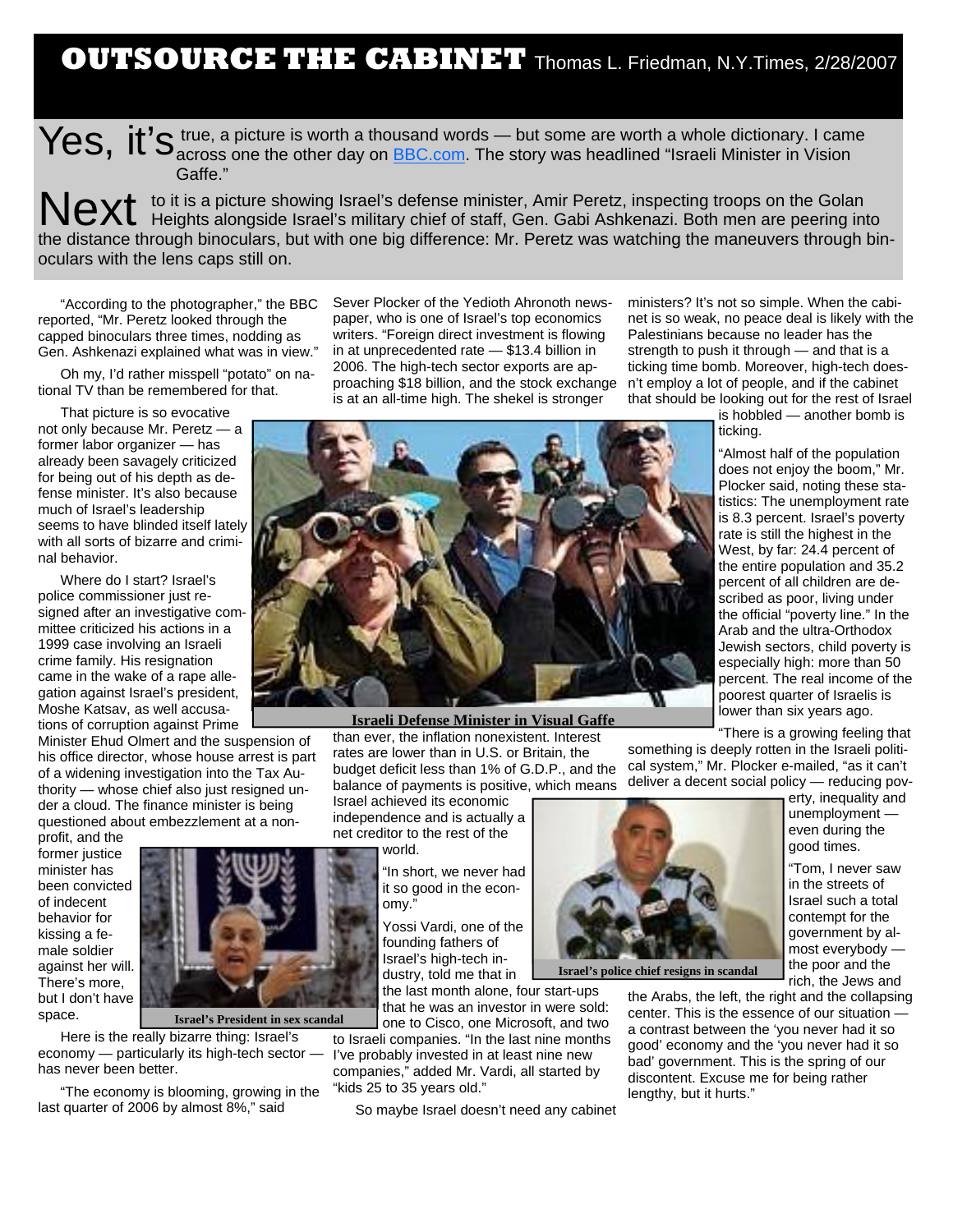# OUTSOURCE THE CABINET

Thomas L. Friedman, N.Y.Times, 2/28/2007

Yes, it's true, a picture is worth a thousand words — but some are worth a whole dictionary. I came across one the other day on [BBC.com](BBC.com). The story was headlined "Israeli Minister in Vision Gaffe."

Next to it is a picture showing Israel's defense minister, Amir Peretz, inspecting troops on the Golan Heights alongside Israel's military chief of staff, Gen. Gabi Ashkenazi. Both men are peering into the distance through binoculars, but with one big difference: Mr. Peretz was watching the maneuvers through binoculars with the lens caps still on.

"According to the photographer," the BBC reported, "Mr. Peretz looked through the capped binoculars three times, nodding as Gen. Ashkenazi explained what was in view."

Oh my, I'd rather misspell "potato" on national TV than be remembered for that.

That picture is so evocative not only because Mr. Peretz — a former labor organizer — has already been savagely criticized for being out of his depth as defense minister. It's also because much of Israel's leadership seems to have blinded itself lately with all sorts of bizarre and criminal behavior.

Where do I start? Israel's police commissioner just resigned after an investigative committee criticized his actions in a 1999 case involving an Israeli crime family. His resignation came in the wake of a rape allegation against Israel's president, Moshe Katsav, as well accusations of corruption against Prime Minister Ehud Olmert and the suspension of his office director, whose house arrest is part of a widening investigation into the Tax Authority — whose chief also just resigned under a cloud. The finance minister is being questioned about embezzlement at a nonprofit, and the former justice minister has been convicted of indecent behavior for kissing a female soldier against her will. There's more, but I don't have space.

Israel's President in sex scandal

Here is the really bizarre thing: Israel's economy — particularly its high-tech sector — has never been better.

"The economy is blooming, growing in the last quarter of 2006 by almost 8%," said Sever Plocker of the Yedioth Ahronoth newspaper, who is one of Israel's top economics writers. "Foreign direct investment is flowing in at unprecedented rate — \$13.4 billion in 2006. The high-tech sector exports are approaching \$18 billion, and the stock exchange is at an all-time high. The shekel is stronger than ever, the inflation nonexistent. Interest rates are lower than in U.S. or Britain, the budget deficit less than 1% of G.D.P., and the balance of payments is positive, which means Israel achieved its economic independence and is actually a net creditor to the rest of the world.

Israeli Defense Minister in Visual Gaffe

"In short, we never had it so good in the economy."

Yossi Vardi, one of the founding fathers of Israel's high-tech industry, told me that in the last month alone, four start-ups that he was an investor in were sold: one to Cisco, one Microsoft, and two to Israeli companies. "In the last nine months I've probably invested in at least nine new companies," added Mr. Vardi, all started by "kids 25 to 35 years old."

So maybe Israel doesn't need any cabinet ministers? It's not so simple. When the cabinet is so weak, no peace deal is likely with the Palestinians because no leader has the strength to push it through — and that is a ticking time bomb. Moreover, high-tech doesn't employ a lot of people, and if the cabinet that should be looking out for the rest of Israel is hobbled — another bomb is ticking.

"Almost half of the population does not enjoy the boom," Mr. Plocker said, noting these statistics: The unemployment rate is 8.3 percent. Israel's poverty rate is still the highest in the West, by far: 24.4 percent of the entire population and 35.2 percent of all children are described as poor, living under the official "poverty line." In the Arab and the ultra-Orthodox Jewish sectors, child poverty is especially high: more than 50 percent. The real income of the poorest quarter of Israelis is lower than six years ago.

"There is a growing feeling that something is deeply rotten in the Israeli political system," Mr. Plocker e-mailed, "as it can't deliver a decent social policy — reducing poverty, inequality and unemployment — even during the good times.

Israel's police chief resigns in scandal

"Tom, I never saw in the streets of Israel such a total contempt for the government by almost everybody — the poor and the rich, the Jews and the Arabs, the left, the right and the collapsing center. This is the essence of our situation — a contrast between the 'you never had it so good' economy and the 'you never had it so bad' government. This is the spring of our discontent. Excuse me for being rather lengthy, but it hurts."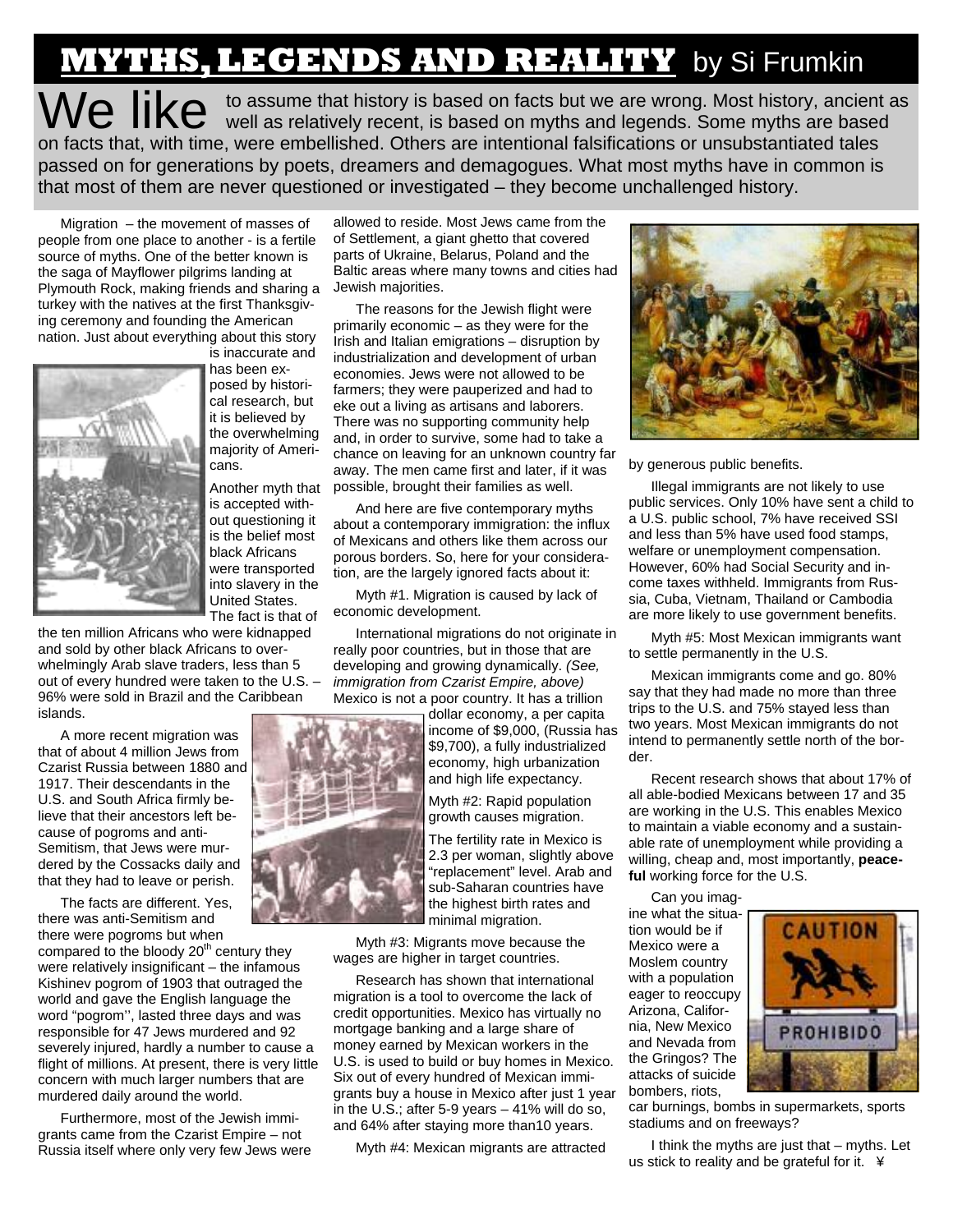# MYTHS, LEGENDS AND REALITY by Si Frumkin

We like to assume that history is based on facts but we are wrong. Most history, ancient as well as relatively recent, is based on myths and legends. Some myths are based on facts that, with time, were embellished. Others are intentional falsifications or unsubstantiated tales passed on for generations by poets, dreamers and demagogues. What most myths have in common is that most of them are never questioned or investigated – they become unchallenged history.

Migration – the movement of masses of people from one place to another - is a fertile source of myths. One of the better known is the saga of Mayflower pilgrims landing at Plymouth Rock, making friends and sharing a turkey with the natives at the first Thanksgiving ceremony and founding the American nation. Just about everything about this story is inaccurate and has been exposed by historical research, but it is believed by the overwhelming majority of Americans.

Another myth that is accepted without questioning it is the belief most black Africans were transported into slavery in the United States. The fact is that of the ten million Africans who were kidnapped and sold by other black Africans to overwhelmingly Arab slave traders, less than 5 out of every hundred were taken to the U.S. – 96% were sold in Brazil and the Caribbean islands.

A more recent migration was that of about 4 million Jews from Czarist Russia between 1880 and 1917. Their descendants in the U.S. and South Africa firmly believe that their ancestors left because of pogroms and anti-Semitism, that Jews were murdered by the Cossacks daily and that they had to leave or perish.

The facts are different. Yes, there was anti-Semitism and there were pogroms but when compared to the bloody 20th century they were relatively insignificant – the infamous Kishinev pogrom of 1903 that outraged the world and gave the English language the word "pogrom'', lasted three days and was responsible for 47 Jews murdered and 92 severely injured, hardly a number to cause a flight of millions. At present, there is very little concern with much larger numbers that are murdered daily around the world.

Furthermore, most of the Jewish immigrants came from the Czarist Empire – not Russia itself where only very few Jews were allowed to reside. Most Jews came from the of Settlement, a giant ghetto that covered parts of Ukraine, Belarus, Poland and the Baltic areas where many towns and cities had Jewish majorities.

The reasons for the Jewish flight were primarily economic – as they were for the Irish and Italian emigrations – disruption by industrialization and development of urban economies. Jews were not allowed to be farmers; they were pauperized and had to eke out a living as artisans and laborers. There was no supporting community help and, in order to survive, some had to take a chance on leaving for an unknown country far away. The men came first and later, if it was possible, brought their families as well.

And here are five contemporary myths about a contemporary immigration: the influx of Mexicans and others like them across our porous borders. So, here for your consideration, are the largely ignored facts about it:

Myth #1. Migration is caused by lack of economic development.

International migrations do not originate in really poor countries, but in those that are developing and growing dynamically. *(See, immigration from Czarist Empire, above)* Mexico is not a poor country. It has a trillion dollar economy, a per capita income of $9,000, (Russia has $9,700), a fully industrialized economy, high urbanization and high life expectancy.

Myth #2: Rapid population growth causes migration.

The fertility rate in Mexico is 2.3 per woman, slightly above "replacement" level. Arab and sub-Saharan countries have the highest birth rates and minimal migration.

Myth #3: Migrants move because the wages are higher in target countries.

Research has shown that international migration is a tool to overcome the lack of credit opportunities. Mexico has virtually no mortgage banking and a large share of money earned by Mexican workers in the U.S. is used to build or buy homes in Mexico. Six out of every hundred of Mexican immigrants buy a house in Mexico after just 1 year in the U.S.; after 5-9 years – 41% will do so, and 64% after staying more than10 years.

Myth #4: Mexican migrants are attracted by generous public benefits.

Illegal immigrants are not likely to use public services. Only 10% have sent a child to a U.S. public school, 7% have received SSI and less than 5% have used food stamps, welfare or unemployment compensation. However, 60% had Social Security and income taxes withheld. Immigrants from Russia, Cuba, Vietnam, Thailand or Cambodia are more likely to use government benefits.

Myth #5: Most Mexican immigrants want to settle permanently in the U.S.

Mexican immigrants come and go. 80% say that they had made no more than three trips to the U.S. and 75% stayed less than two years. Most Mexican immigrants do not intend to permanently settle north of the border.

Recent research shows that about 17% of all able-bodied Mexicans between 17 and 35 are working in the U.S. This enables Mexico to maintain a viable economy and a sustainable rate of unemployment while providing a willing, cheap and, most importantly, **peaceful** working force for the U.S.

Can you imagine what the situation would be if Mexico were a Moslem country with a population eager to reoccupy Arizona, California, New Mexico and Nevada from the Gringos? The attacks of suicide bombers, riots, car burnings, bombs in supermarkets, sports stadiums and on freeways?

I think the myths are just that – myths. Let us stick to reality and be grateful for it. ¥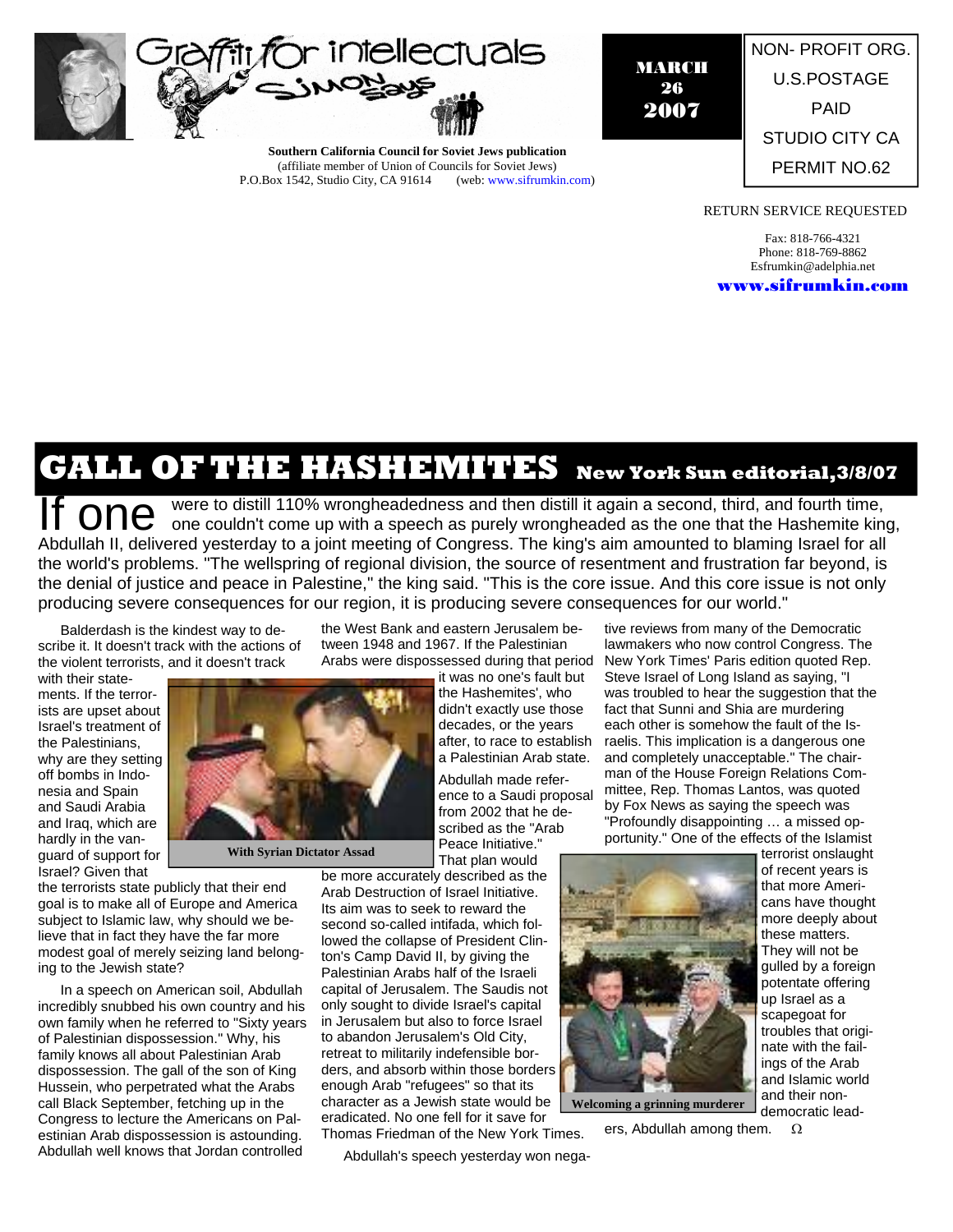Graffiti for intellectuals

SIMON says

**Southern California Council for Soviet Jews publication**
(affiliate member of Union of Councils for Soviet Jews)
P.O.Box 1542, Studio City, CA 91614 (web: www.sifrumkin.com)

**MARCH 26 2007**

NON- PROFIT ORG.
U.S.POSTAGE
PAID
STUDIO CITY CA
PERMIT NO.62

RETURN SERVICE REQUESTED

Fax: 818-766-4321
Phone: 818-769-8862
Esfrumkin@adelphia.net

**www.sifrumkin.com**

# GALL OF THE HASHEMITES New York Sun editorial,3/8/07

If one were to distill 110% wrongheadedness and then distill it again a second, third, and fourth time, one couldn't come up with a speech as purely wrongheaded as the one that the Hashemite king, Abdullah II, delivered yesterday to a joint meeting of Congress. The king's aim amounted to blaming Israel for all the world's problems. "The wellspring of regional division, the source of resentment and frustration far beyond, is the denial of justice and peace in Palestine," the king said. "This is the core issue. And this core issue is not only producing severe consequences for our region, it is producing severe consequences for our world."

Balderdash is the kindest way to describe it. It doesn't track with the actions of the violent terrorists, and it doesn't track with their statements. If the terrorists are upset about Israel's treatment of the Palestinians, why are they setting off bombs in Indonesia and Spain and Saudi Arabia and Iraq, which are hardly in the vanguard of support for Israel? Given that the terrorists state publicly that their end goal is to make all of Europe and America subject to Islamic law, why should we believe that in fact they have the far more modest goal of merely seizing land belonging to the Jewish state?

In a speech on American soil, Abdullah incredibly snubbed his own country and his own family when he referred to "Sixty years of Palestinian dispossession." Why, his family knows all about Palestinian Arab dispossession. The gall of the son of King Hussein, who perpetrated what the Arabs call Black September, fetching up in the Congress to lecture the Americans on Palestinian Arab dispossession is astounding. Abdullah well knows that Jordan controlled the West Bank and eastern Jerusalem between 1948 and 1967. If the Palestinian Arabs were dispossessed during that period it was no one's fault but the Hashemites', who didn't exactly use those decades, or the years after, to race to establish a Palestinian Arab state.

With Syrian Dictator Assad

Abdullah made reference to a Saudi proposal from 2002 that he described as the "Arab Peace Initiative." That plan would be more accurately described as the Arab Destruction of Israel Initiative. Its aim was to seek to reward the second so-called intifada, which followed the collapse of President Clinton's Camp David II, by giving the Palestinian Arabs half of the Israeli capital of Jerusalem. The Saudis not only sought to divide Israel's capital in Jerusalem but also to force Israel to abandon Jerusalem's Old City, retreat to militarily indefensible borders, and absorb within those borders enough Arab "refugees" so that its character as a Jewish state would be eradicated. No one fell for it save for Thomas Friedman of the New York Times.

Abdullah's speech yesterday won negative reviews from many of the Democratic lawmakers who now control Congress. The New York Times' Paris edition quoted Rep. Steve Israel of Long Island as saying, "I was troubled to hear the suggestion that the fact that Sunni and Shia are murdering each other is somehow the fault of the Israelis. This implication is a dangerous one and completely unacceptable." The chairman of the House Foreign Relations Committee, Rep. Thomas Lantos, was quoted by Fox News as saying the speech was "Profoundly disappointing … a missed opportunity." One of the effects of the Islamist terrorist onslaught of recent years is that more Americans have thought more deeply about these matters. They will not be gulled by a foreign potentate offering up Israel as a scapegoat for troubles that originate with the failings of the Arab and Islamic world and their non-democratic leaders, Abdullah among them. Ω

Welcoming a grinning murderer